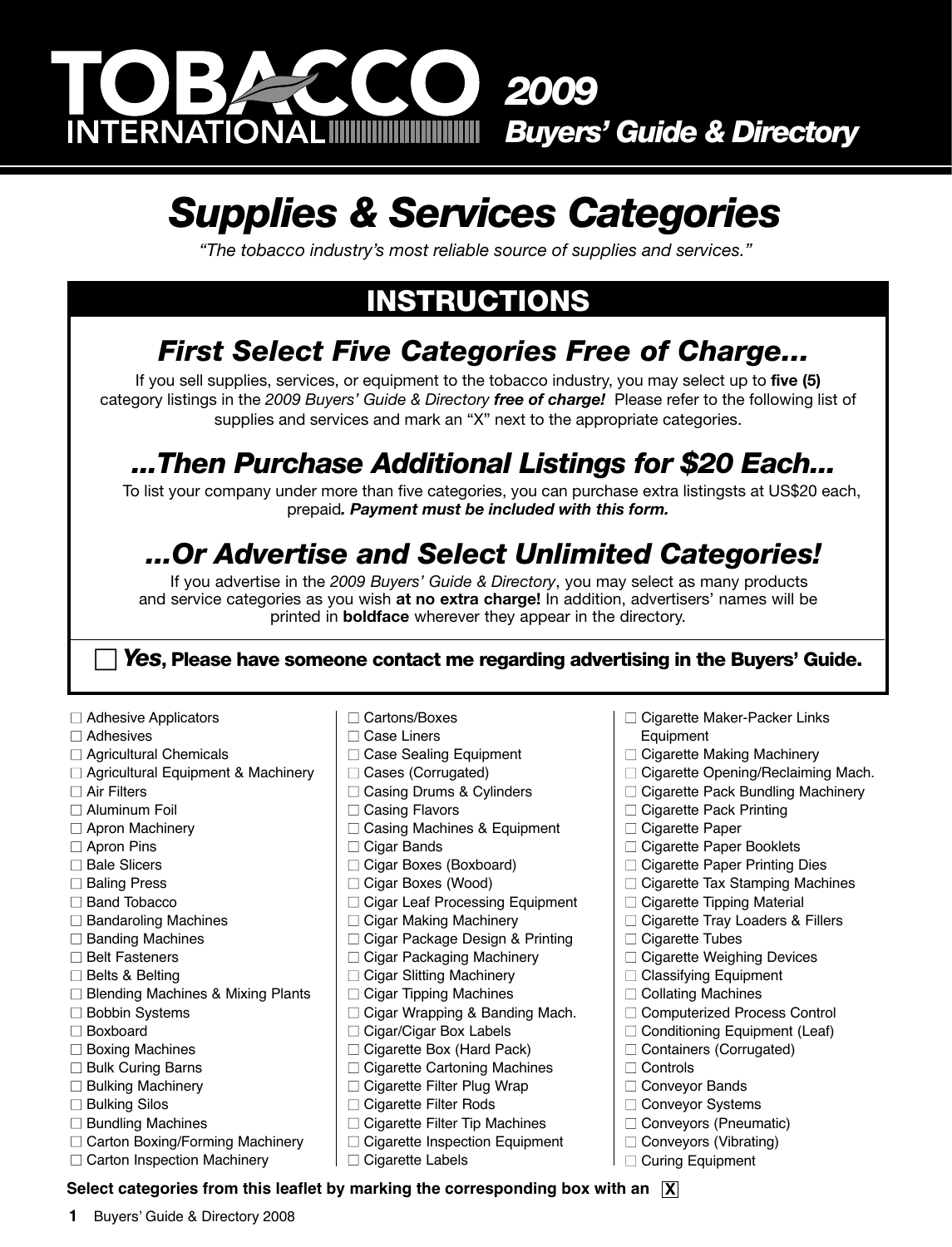# TOBACCO INTERNATIONAL 2009 Buyers' Guide & Directory

# *Supplies & Services Categories*

*"The tobacco industry's most reliable source of supplies and services."*

## INSTRUCTIONS

### *First Select Five Categories Free of Charge...*

If you sell supplies, services, or equipment to the tobacco industry, you may select up to **five (5)** category listings in the *2009 Buyers' Guide & Directory* ***free of charge!*** Please refer to the following list of supplies and services and mark an "X" next to the appropriate categories.

### *...Then Purchase Additional Listings for $20 Each...*

To list your company under more than five categories, you can purchase extra listingsts at US$20 each, prepaid***. Payment must be included with this form.***

### *...Or Advertise and Select Unlimited Categories!*

If you advertise in the *2009 Buyers' Guide & Directory*, you may select as many products and service categories as you wish **at no extra charge!** In addition, advertisers' names will be printed in **boldface** wherever they appear in the directory.

☐ ***Yes*, Please have someone contact me regarding advertising in the Buyers' Guide.**

- ☐ Adhesive Applicators
- ☐ Adhesives
- ☐ Agricultural Chemicals
- ☐ Agricultural Equipment & Machinery
- ☐ Air Filters
- ☐ Aluminum Foil
- ☐ Apron Machinery
- ☐ Apron Pins
- ☐ Bale Slicers
- ☐ Baling Press
- ☐ Band Tobacco
- ☐ Bandaroling Machines
- ☐ Banding Machines
- ☐ Belt Fasteners
- ☐ Belts & Belting
- ☐ Blending Machines & Mixing Plants
- ☐ Bobbin Systems
- ☐ Boxboard
- ☐ Boxing Machines
- ☐ Bulk Curing Barns
- ☐ Bulking Machinery
- ☐ Bulking Silos
- ☐ Bundling Machines
- ☐ Carton Boxing/Forming Machinery
- ☐ Carton Inspection Machinery
- ☐ Cartons/Boxes
- ☐ Case Liners
- ☐ Case Sealing Equipment
- ☐ Cases (Corrugated)
- ☐ Casing Drums & Cylinders
- ☐ Casing Flavors
- ☐ Casing Machines & Equipment
- ☐ Cigar Bands
- ☐ Cigar Boxes (Boxboard)
- ☐ Cigar Boxes (Wood)
- ☐ Cigar Leaf Processing Equipment
- ☐ Cigar Making Machinery
- ☐ Cigar Package Design & Printing
- ☐ Cigar Packaging Machinery
- ☐ Cigar Slitting Machinery
- ☐ Cigar Tipping Machines
- ☐ Cigar Wrapping & Banding Mach.
- ☐ Cigar/Cigar Box Labels
- ☐ Cigarette Box (Hard Pack)
- ☐ Cigarette Cartoning Machines
- ☐ Cigarette Filter Plug Wrap
- ☐ Cigarette Filter Rods
- ☐ Cigarette Filter Tip Machines
- ☐ Cigarette Inspection Equipment
- ☐ Cigarette Labels
- ☐ Cigarette Maker-Packer Links Equipment
- ☐ Cigarette Making Machinery
- ☐ Cigarette Opening/Reclaiming Mach.
- ☐ Cigarette Pack Bundling Machinery
- ☐ Cigarette Pack Printing
- ☐ Cigarette Paper
- ☐ Cigarette Paper Booklets
- ☐ Cigarette Paper Printing Dies
- ☐ Cigarette Tax Stamping Machines
- ☐ Cigarette Tipping Material
- ☐ Cigarette Tray Loaders & Fillers
- ☐ Cigarette Tubes
- ☐ Cigarette Weighing Devices
- ☐ Classifying Equipment
- ☐ Collating Machines
- ☐ Computerized Process Control
- ☐ Conditioning Equipment (Leaf)
- ☐ Containers (Corrugated)
- ☐ Controls
- ☐ Conveyor Bands
- ☐ Conveyor Systems
- ☐ Conveyors (Pneumatic)
- ☐ Conveyors (Vibrating)
- ☐ Curing Equipment

**Select categories from this leaflet by marking the corresponding box with an X**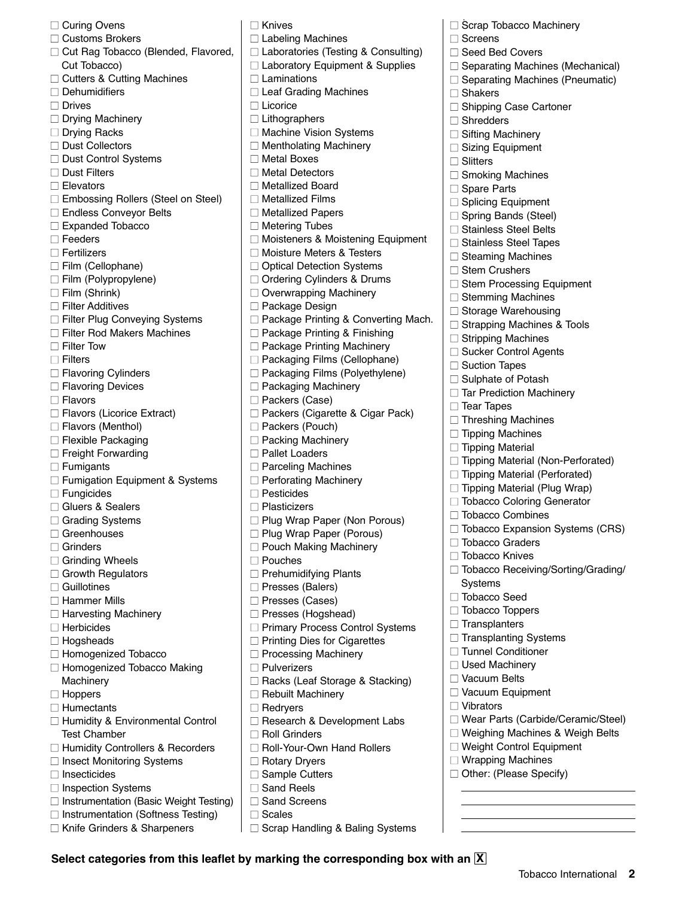- ☐ Curing Ovens
- ☐ Customs Brokers
- ☐ Cut Rag Tobacco (Blended, Flavored, Cut Tobacco)
- ☐ Cutters & Cutting Machines
- ☐ Dehumidifiers
- ☐ Drives
- ☐ Drying Machinery
- ☐ Drying Racks
- ☐ Dust Collectors
- ☐ Dust Control Systems
- ☐ Dust Filters
- ☐ Elevators
- ☐ Embossing Rollers (Steel on Steel)
- ☐ Endless Conveyor Belts
- ☐ Expanded Tobacco
- ☐ Feeders
- ☐ Fertilizers
- ☐ Film (Cellophane)
- ☐ Film (Polypropylene)
- ☐ Film (Shrink)
- ☐ Filter Additives
- ☐ Filter Plug Conveying Systems
- ☐ Filter Rod Makers Machines
- ☐ Filter Tow
- ☐ Filters
- ☐ Flavoring Cylinders
- ☐ Flavoring Devices
- ☐ Flavors
- ☐ Flavors (Licorice Extract)
- ☐ Flavors (Menthol)
- ☐ Flexible Packaging
- ☐ Freight Forwarding
- ☐ Fumigants
- ☐ Fumigation Equipment & Systems
- ☐ Fungicides
- ☐ Gluers & Sealers
- ☐ Grading Systems
- ☐ Greenhouses
- ☐ Grinders
- ☐ Grinding Wheels
- ☐ Growth Regulators
- ☐ Guillotines
- ☐ Hammer Mills
- ☐ Harvesting Machinery
- ☐ Herbicides
- ☐ Hogsheads
- ☐ Homogenized Tobacco
- ☐ Homogenized Tobacco Making Machinery
- ☐ Hoppers
- ☐ Humectants
- ☐ Humidity & Environmental Control Test Chamber
- ☐ Humidity Controllers & Recorders
- ☐ Insect Monitoring Systems
- ☐ Insecticides
- ☐ Inspection Systems
- ☐ Instrumentation (Basic Weight Testing)
- ☐ Instrumentation (Softness Testing)
- ☐ Knife Grinders & Sharpeners
- ☐ Knives
- ☐ Labeling Machines
- ☐ Laboratories (Testing & Consulting)
- ☐ Laboratory Equipment & Supplies
- ☐ Laminations
- ☐ Leaf Grading Machines
- ☐ Licorice
- ☐ Lithographers
- ☐ Machine Vision Systems
- ☐ Mentholating Machinery
- ☐ Metal Boxes
- ☐ Metal Detectors
- ☐ Metallized Board
- ☐ Metallized Films
- ☐ Metallized Papers
- ☐ Metering Tubes
- ☐ Moisteners & Moistening Equipment
- ☐ Moisture Meters & Testers
- ☐ Optical Detection Systems
- ☐ Ordering Cylinders & Drums
- ☐ Overwrapping Machinery
- ☐ Package Design
- ☐ Package Printing & Converting Mach.
- ☐ Package Printing & Finishing
- ☐ Package Printing Machinery
- ☐ Packaging Films (Cellophane)
- ☐ Packaging Films (Polyethylene)
- ☐ Packaging Machinery
- ☐ Packers (Case)
- ☐ Packers (Cigarette & Cigar Pack)
- ☐ Packers (Pouch)
- ☐ Packing Machinery
- ☐ Pallet Loaders
- ☐ Parceling Machines
- ☐ Perforating Machinery
- ☐ Pesticides
- ☐ Plasticizers
- ☐ Plug Wrap Paper (Non Porous)
- ☐ Plug Wrap Paper (Porous)
- ☐ Pouch Making Machinery
- ☐ Pouches
- ☐ Prehumidifying Plants
- ☐ Presses (Balers)
- ☐ Presses (Cases)
- ☐ Presses (Hogshead)
- ☐ Primary Process Control Systems
- ☐ Printing Dies for Cigarettes
- ☐ Processing Machinery
- ☐ Pulverizers
- ☐ Racks (Leaf Storage & Stacking)
- ☐ Rebuilt Machinery
- ☐ Redryers
- ☐ Research & Development Labs
- ☐ Roll Grinders
- ☐ Roll-Your-Own Hand Rollers
- ☐ Rotary Dryers
- ☐ Sample Cutters
- ☐ Sand Reels
- ☐ Sand Screens
- ☐ Scales
- ☐ Scrap Handling & Baling Systems
- ☐ Scrap Tobacco Machinery
- ☐ Screens
- ☐ Seed Bed Covers
- ☐ Separating Machines (Mechanical)
- ☐ Separating Machines (Pneumatic)
- ☐ Shakers
- ☐ Shipping Case Cartoner
- ☐ Shredders
- ☐ Sifting Machinery
- ☐ Sizing Equipment
- ☐ Slitters
- ☐ Smoking Machines
- ☐ Spare Parts
- ☐ Splicing Equipment
- ☐ Spring Bands (Steel)
- ☐ Stainless Steel Belts
- ☐ Stainless Steel Tapes
- ☐ Steaming Machines
- ☐ Stem Crushers
- ☐ Stem Processing Equipment
- ☐ Stemming Machines
- ☐ Storage Warehousing
- ☐ Strapping Machines & Tools
- ☐ Stripping Machines
- ☐ Sucker Control Agents
- ☐ Suction Tapes
- ☐ Sulphate of Potash
- ☐ Tar Prediction Machinery
- ☐ Tear Tapes
- ☐ Threshing Machines
- ☐ Tipping Machines
- ☐ Tipping Material
- ☐ Tipping Material (Non-Perforated)
- ☐ Tipping Material (Perforated)
- ☐ Tipping Material (Plug Wrap)
- ☐ Tobacco Coloring Generator
- ☐ Tobacco Combines
- ☐ Tobacco Expansion Systems (CRS)
- ☐ Tobacco Graders
- ☐ Tobacco Knives
- ☐ Tobacco Receiving/Sorting/Grading/ Systems
- ☐ Tobacco Seed
- ☐ Tobacco Toppers
- ☐ Transplanters
- ☐ Transplanting Systems
- ☐ Tunnel Conditioner
- ☐ Used Machinery
- ☐ Vacuum Belts
- ☐ Vacuum Equipment
- ☐ Vibrators
- ☐ Wear Parts (Carbide/Ceramic/Steel)
- ☐ Weighing Machines & Weigh Belts
- ☐ Weight Control Equipment
- ☐ Wrapping Machines
- ☐ Other: (Please Specify)

\_\_\_\_\_\_\_\_\_\_\_\_\_\_\_\_\_\_\_\_\_\_\_\_\_\_\_\_\_\_

\_\_\_\_\_\_\_\_\_\_\_\_\_\_\_\_\_\_\_\_\_\_\_\_\_\_\_\_\_\_

\_\_\_\_\_\_\_\_\_\_\_\_\_\_\_\_\_\_\_\_\_\_\_\_\_\_\_\_\_\_

\_\_\_\_\_\_\_\_\_\_\_\_\_\_\_\_\_\_\_\_\_\_\_\_\_\_\_\_\_\_

**Select categories from this leaflet by marking the corresponding box with an ☒**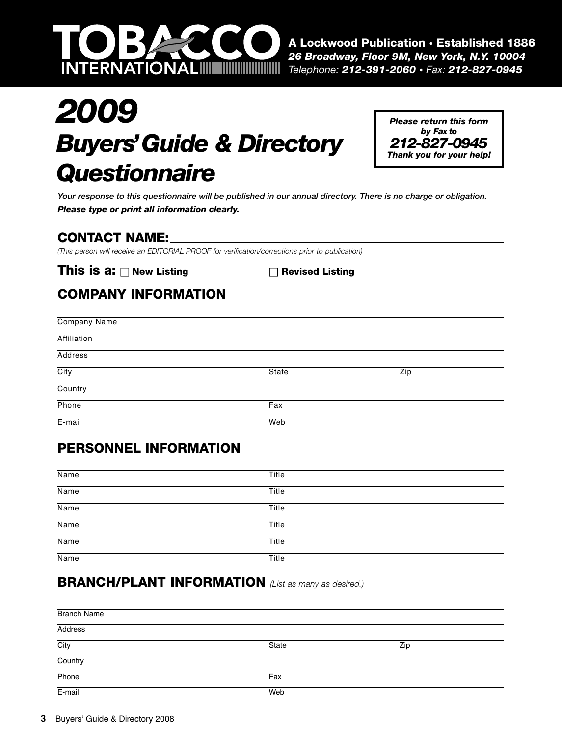**TOBACCO INTERNATIONAL**

**A Lockwood Publication • Established 1886**
***26 Broadway, Floor 9M, New York, N.Y. 10004***
*Telephone:* ***212-391-2060*** *• Fax:* ***212-827-0945***

# *2009 Buyers' Guide & Directory Questionnaire*

***Please return this form by Fax to 212-827-0945 Thank you for your help!***

*Your response to this questionnaire will be published in our annual directory. There is no charge or obligation.*
***Please type or print all information clearly.***

## CONTACT NAME: ______________________________

*(This person will receive an EDITORIAL PROOF for verification/corrections prior to publication)*

**This is a:** ☐ **New Listing** ☐ **Revised Listing**

## COMPANY INFORMATION

Company Name ______________________________

Affiliation ______________________________

Address ______________________________

City ______________ State ______________ Zip ______________

Country ______________________________

Phone ______________ Fax ______________

E-mail ______________ Web ______________

## PERSONNEL INFORMATION

Name ______________ Title ______________

Name ______________ Title ______________

Name ______________ Title ______________

Name ______________ Title ______________

Name ______________ Title ______________

Name ______________ Title ______________

## BRANCH/PLANT INFORMATION *(List as many as desired.)*

Branch Name ______________________________

Address ______________________________

City ______________ State ______________ Zip ______________

Country ______________________________

Phone ______________ Fax ______________

E-mail ______________ Web ______________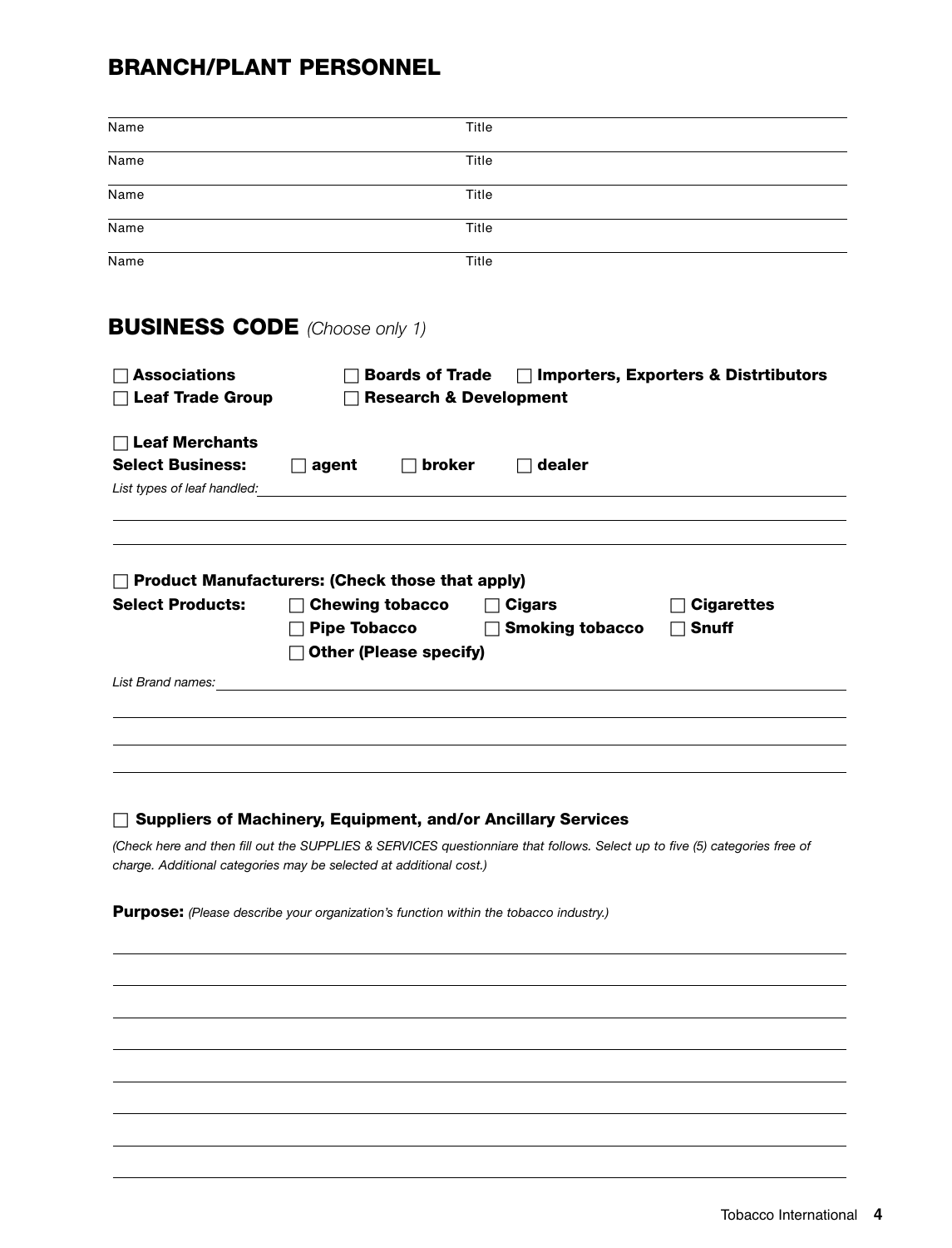## BRANCH/PLANT PERSONNEL

Name ____________________ Title ____________________

Name ____________________ Title ____________________

Name ____________________ Title ____________________

Name ____________________ Title ____________________

Name ____________________ Title ____________________

## BUSINESS CODE *(Choose only 1)*

☐ **Associations** ☐ **Boards of Trade** ☐ **Importers, Exporters & Distrtibutors**

☐ **Leaf Trade Group** ☐ **Research & Development**

☐ **Leaf Merchants**

**Select Business:** ☐ **agent** ☐ **broker** ☐ **dealer**

*List types of leaf handled:* ____________________

☐ **Product Manufacturers: (Check those that apply)**

**Select Products:** ☐ **Chewing tobacco** ☐ **Cigars** ☐ **Cigarettes**

☐ **Pipe Tobacco** ☐ **Smoking tobacco** ☐ **Snuff**

☐ **Other (Please specify)**

*List Brand names:* ____________________

☐ **Suppliers of Machinery, Equipment, and/or Ancillary Services**

*(Check here and then fill out the SUPPLIES & SERVICES questionniare that follows. Select up to five (5) categories free of charge. Additional categories may be selected at additional cost.)*

**Purpose:** *(Please describe your organization's function within the tobacco industry.)*